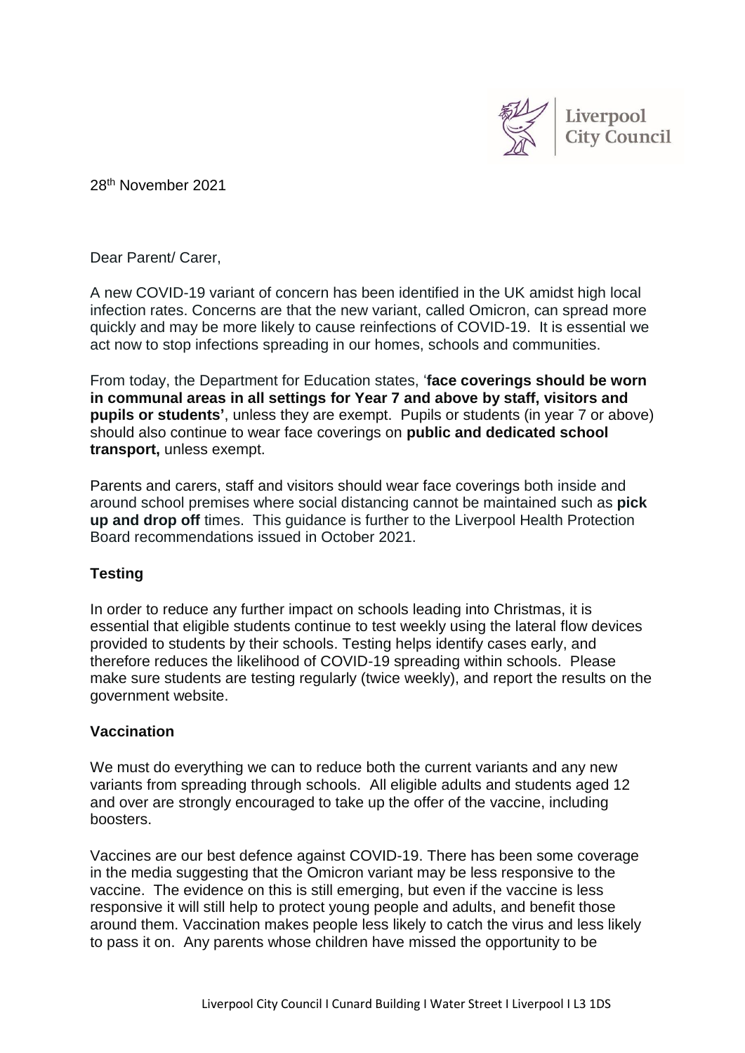Liverpool City Council

28th November 2021

Dear Parent/ Carer,

A new COVID-19 variant of concern has been identified in the UK amidst high local infection rates. Concerns are that the new variant, called Omicron, can spread more quickly and may be more likely to cause reinfections of COVID-19. It is essential we act now to stop infections spreading in our homes, schools and communities.

From today, the Department for Education states, '**face coverings should be worn in communal areas in all settings for Year 7 and above by staff, visitors and pupils or students'**, unless they are exempt. Pupils or students (in year 7 or above) should also continue to wear face coverings on **public and dedicated school transport,** unless exempt.

Parents and carers, staff and visitors should wear face coverings both inside and around school premises where social distancing cannot be maintained such as **pick up and drop off** times. This guidance is further to the Liverpool Health Protection Board recommendations issued in October 2021.

**Testing**

In order to reduce any further impact on schools leading into Christmas, it is essential that eligible students continue to test weekly using the lateral flow devices provided to students by their schools. Testing helps identify cases early, and therefore reduces the likelihood of COVID-19 spreading within schools. Please make sure students are testing regularly (twice weekly), and report the results on the government website.

**Vaccination**

We must do everything we can to reduce both the current variants and any new variants from spreading through schools. All eligible adults and students aged 12 and over are strongly encouraged to take up the offer of the vaccine, including boosters.

Vaccines are our best defence against COVID-19. There has been some coverage in the media suggesting that the Omicron variant may be less responsive to the vaccine. The evidence on this is still emerging, but even if the vaccine is less responsive it will still help to protect young people and adults, and benefit those around them. Vaccination makes people less likely to catch the virus and less likely to pass it on. Any parents whose children have missed the opportunity to be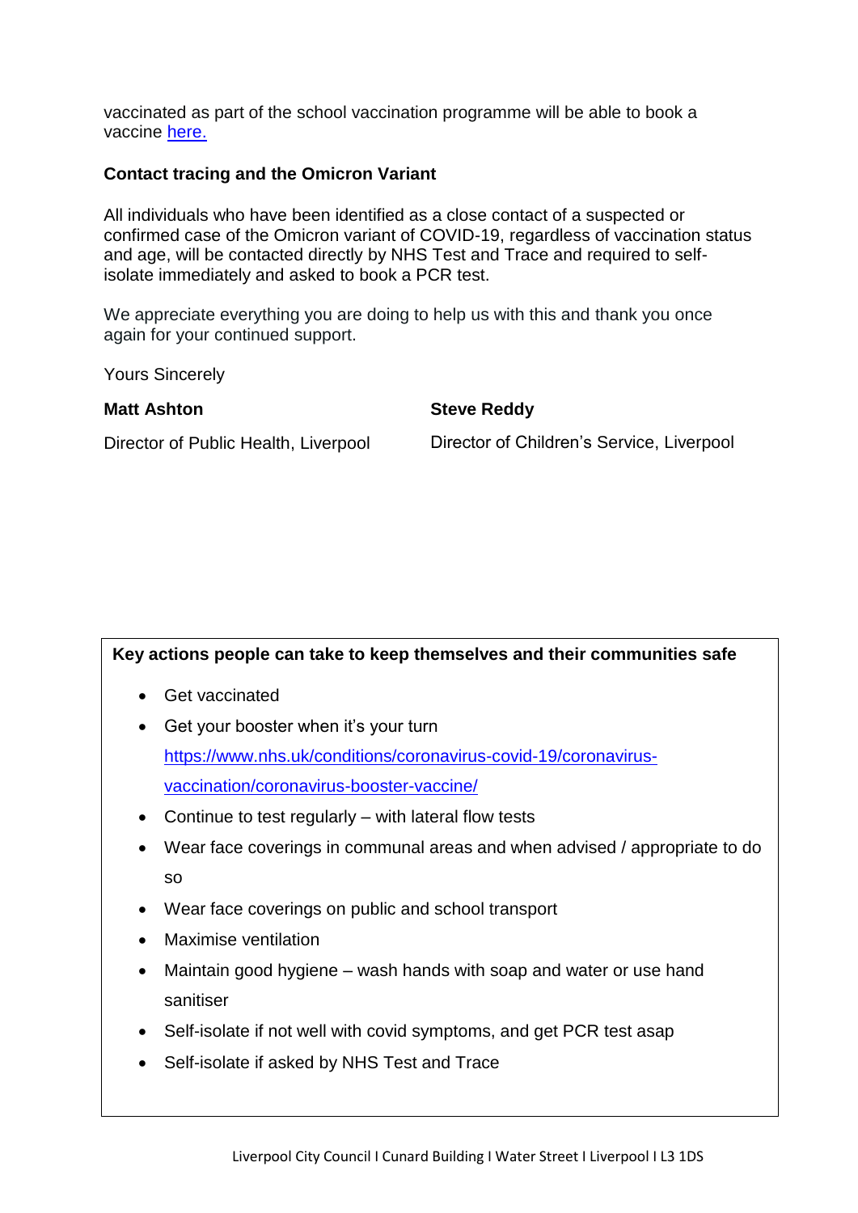vaccinated as part of the school vaccination programme will be able to book a vaccine [here.]()

**Contact tracing and the Omicron Variant**

All individuals who have been identified as a close contact of a suspected or confirmed case of the Omicron variant of COVID-19, regardless of vaccination status and age, will be contacted directly by NHS Test and Trace and required to self-isolate immediately and asked to book a PCR test.

We appreciate everything you are doing to help us with this and thank you once again for your continued support.

Yours Sincerely

**Matt Ashton**

Director of Public Health, Liverpool

**Steve Reddy**

Director of Children's Service, Liverpool

**Key actions people can take to keep themselves and their communities safe**

- Get vaccinated
- Get your booster when it's your turn https://www.nhs.uk/conditions/coronavirus-covid-19/coronavirus-vaccination/coronavirus-booster-vaccine/
- Continue to test regularly – with lateral flow tests
- Wear face coverings in communal areas and when advised / appropriate to do so
- Wear face coverings on public and school transport
- Maximise ventilation
- Maintain good hygiene – wash hands with soap and water or use hand sanitiser
- Self-isolate if not well with covid symptoms, and get PCR test asap
- Self-isolate if asked by NHS Test and Trace

Liverpool City Council I Cunard Building I Water Street I Liverpool I L3 1DS